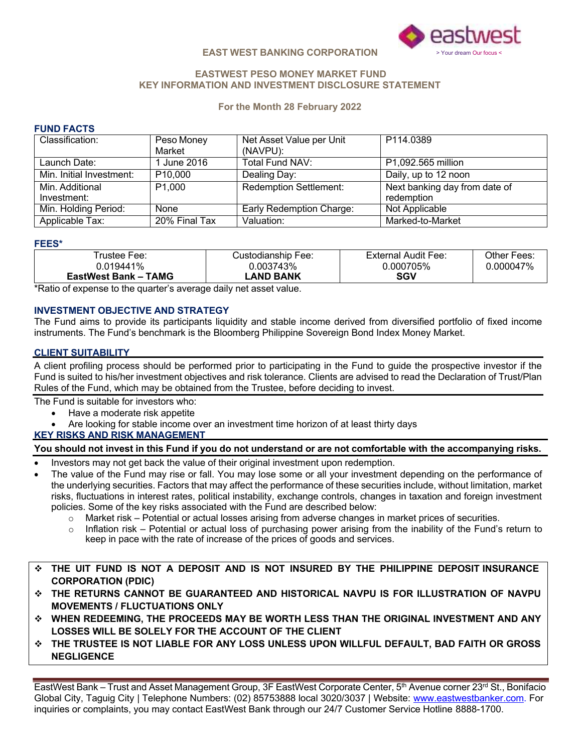**EAST WEST BANKING CORPORATION**

eastwest
> Your dream Our focus <

## EASTWEST PESO MONEY MARKET FUND
## KEY INFORMATION AND INVESTMENT DISCLOSURE STATEMENT

**For the Month 28 February 2022**

### FUND FACTS

| Classification: | Peso Money Market | Net Asset Value per Unit (NAVPU): | P114.0389 |
|---|---|---|---|
| Launch Date: | 1 June 2016 | Total Fund NAV: | P1,092.565 million |
| Min. Initial Investment: | P10,000 | Dealing Day: | Daily, up to 12 noon |
| Min. Additional Investment: | P1,000 | Redemption Settlement: | Next banking day from date of redemption |
| Min. Holding Period: | None | Early Redemption Charge: | Not Applicable |
| Applicable Tax: | 20% Final Tax | Valuation: | Marked-to-Market |

### FEES*

| Trustee Fee: 0.019441% **EastWest Bank – TAMG** | Custodianship Fee: 0.003743% **LAND BANK** | External Audit Fee: 0.000705% **SGV** | Other Fees: 0.000047% |
|---|---|---|---|

*Ratio of expense to the quarter's average daily net asset value.

### INVESTMENT OBJECTIVE AND STRATEGY

The Fund aims to provide its participants liquidity and stable income derived from diversified portfolio of fixed income instruments. The Fund's benchmark is the Bloomberg Philippine Sovereign Bond Index Money Market.

### CLIENT SUITABILITY

A client profiling process should be performed prior to participating in the Fund to guide the prospective investor if the Fund is suited to his/her investment objectives and risk tolerance. Clients are advised to read the Declaration of Trust/Plan Rules of the Fund, which may be obtained from the Trustee, before deciding to invest.

The Fund is suitable for investors who:

- Have a moderate risk appetite
- Are looking for stable income over an investment time horizon of at least thirty days

### KEY RISKS AND RISK MANAGEMENT

**You should not invest in this Fund if you do not understand or are not comfortable with the accompanying risks.**

- Investors may not get back the value of their original investment upon redemption.
- The value of the Fund may rise or fall. You may lose some or all your investment depending on the performance of the underlying securities. Factors that may affect the performance of these securities include, without limitation, market risks, fluctuations in interest rates, political instability, exchange controls, changes in taxation and foreign investment policies. Some of the key risks associated with the Fund are described below:
  - Market risk – Potential or actual losses arising from adverse changes in market prices of securities.
  - Inflation risk – Potential or actual loss of purchasing power arising from the inability of the Fund's return to keep in pace with the rate of increase of the prices of goods and services.

- **THE UIT FUND IS NOT A DEPOSIT AND IS NOT INSURED BY THE PHILIPPINE DEPOSIT INSURANCE CORPORATION (PDIC)**
- **THE RETURNS CANNOT BE GUARANTEED AND HISTORICAL NAVPU IS FOR ILLUSTRATION OF NAVPU MOVEMENTS / FLUCTUATIONS ONLY**
- **WHEN REDEEMING, THE PROCEEDS MAY BE WORTH LESS THAN THE ORIGINAL INVESTMENT AND ANY LOSSES WILL BE SOLELY FOR THE ACCOUNT OF THE CLIENT**
- **THE TRUSTEE IS NOT LIABLE FOR ANY LOSS UNLESS UPON WILLFUL DEFAULT, BAD FAITH OR GROSS NEGLIGENCE**

EastWest Bank – Trust and Asset Management Group, 3F EastWest Corporate Center, 5th Avenue corner 23rd St., Bonifacio Global City, Taguig City | Telephone Numbers: (02) 85753888 local 3020/3037 | Website: www.eastwestbanker.com. For inquiries or complaints, you may contact EastWest Bank through our 24/7 Customer Service Hotline 8888-1700.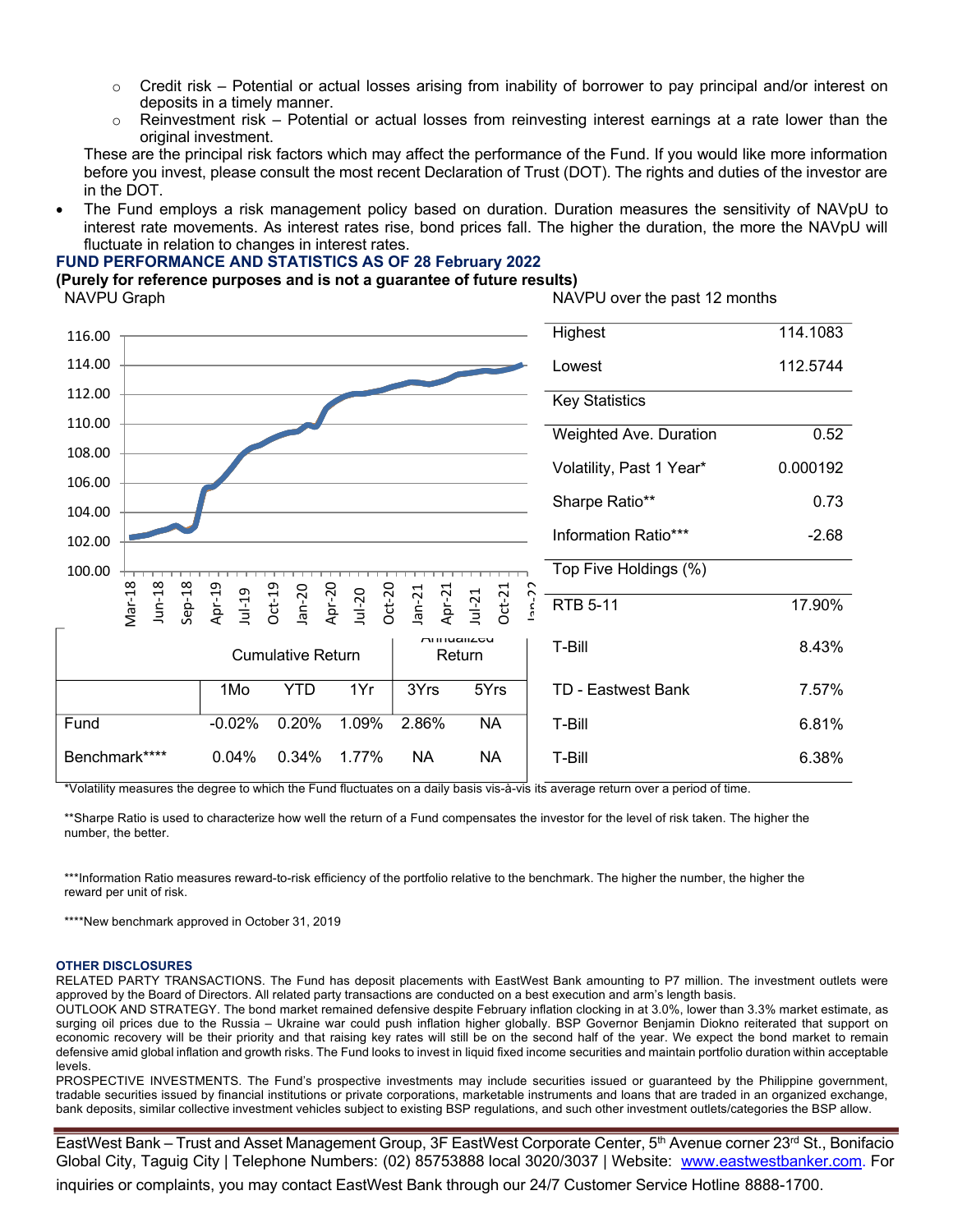- Credit risk – Potential or actual losses arising from inability of borrower to pay principal and/or interest on deposits in a timely manner.
- Reinvestment risk – Potential or actual losses from reinvesting interest earnings at a rate lower than the original investment.

These are the principal risk factors which may affect the performance of the Fund. If you would like more information before you invest, please consult the most recent Declaration of Trust (DOT). The rights and duties of the investor are in the DOT.

- The Fund employs a risk management policy based on duration. Duration measures the sensitivity of NAVpU to interest rate movements. As interest rates rise, bond prices fall. The higher the duration, the more the NAVpU will fluctuate in relation to changes in interest rates.

## FUND PERFORMANCE AND STATISTICS AS OF 28 February 2022

**(Purely for reference purposes and is not a guarantee of future results)**

NAVPU Graph

| | Cumulative Return | | | Annualized Return | |
|---|---|---|---|---|---|
| | 1Mo | YTD | 1Yr | 3Yrs | 5Yrs |
| Fund | -0.02% | 0.20% | 1.09% | 2.86% | NA |
| Benchmark**** | 0.04% | 0.34% | 1.77% | NA | NA |

NAVPU over the past 12 months

| | |
|---|---|
| Highest | 114.1083 |
| Lowest | 112.5744 |

| Key Statistics | |
|---|---|
| Weighted Ave. Duration | 0.52 |
| Volatility, Past 1 Year* | 0.000192 |
| Sharpe Ratio** | 0.73 |
| Information Ratio*** | -2.68 |

| Top Five Holdings (%) | |
|---|---|
| RTB 5-11 | 17.90% |
| T-Bill | 8.43% |
| TD - Eastwest Bank | 7.57% |
| T-Bill | 6.81% |
| T-Bill | 6.38% |

*Volatility measures the degree to which the Fund fluctuates on a daily basis vis-à-vis its average return over a period of time.

**Sharpe Ratio is used to characterize how well the return of a Fund compensates the investor for the level of risk taken. The higher the number, the better.

***Information Ratio measures reward-to-risk efficiency of the portfolio relative to the benchmark. The higher the number, the higher the reward per unit of risk.

****New benchmark approved in October 31, 2019

### OTHER DISCLOSURES

RELATED PARTY TRANSACTIONS. The Fund has deposit placements with EastWest Bank amounting to P7 million. The investment outlets were approved by the Board of Directors. All related party transactions are conducted on a best execution and arm's length basis.

OUTLOOK AND STRATEGY. The bond market remained defensive despite February inflation clocking in at 3.0%, lower than 3.3% market estimate, as surging oil prices due to the Russia – Ukraine war could push inflation higher globally. BSP Governor Benjamin Diokno reiterated that support on economic recovery will be their priority and that raising key rates will still be on the second half of the year. We expect the bond market to remain defensive amid global inflation and growth risks. The Fund looks to invest in liquid fixed income securities and maintain portfolio duration within acceptable levels.

PROSPECTIVE INVESTMENTS. The Fund's prospective investments may include securities issued or guaranteed by the Philippine government, tradable securities issued by financial institutions or private corporations, marketable instruments and loans that are traded in an organized exchange, bank deposits, similar collective investment vehicles subject to existing BSP regulations, and such other investment outlets/categories the BSP allow.

EastWest Bank – Trust and Asset Management Group, 3F EastWest Corporate Center, 5th Avenue corner 23rd St., Bonifacio Global City, Taguig City | Telephone Numbers: (02) 85753888 local 3020/3037 | Website: www.eastwestbanker.com. For inquiries or complaints, you may contact EastWest Bank through our 24/7 Customer Service Hotline 8888-1700.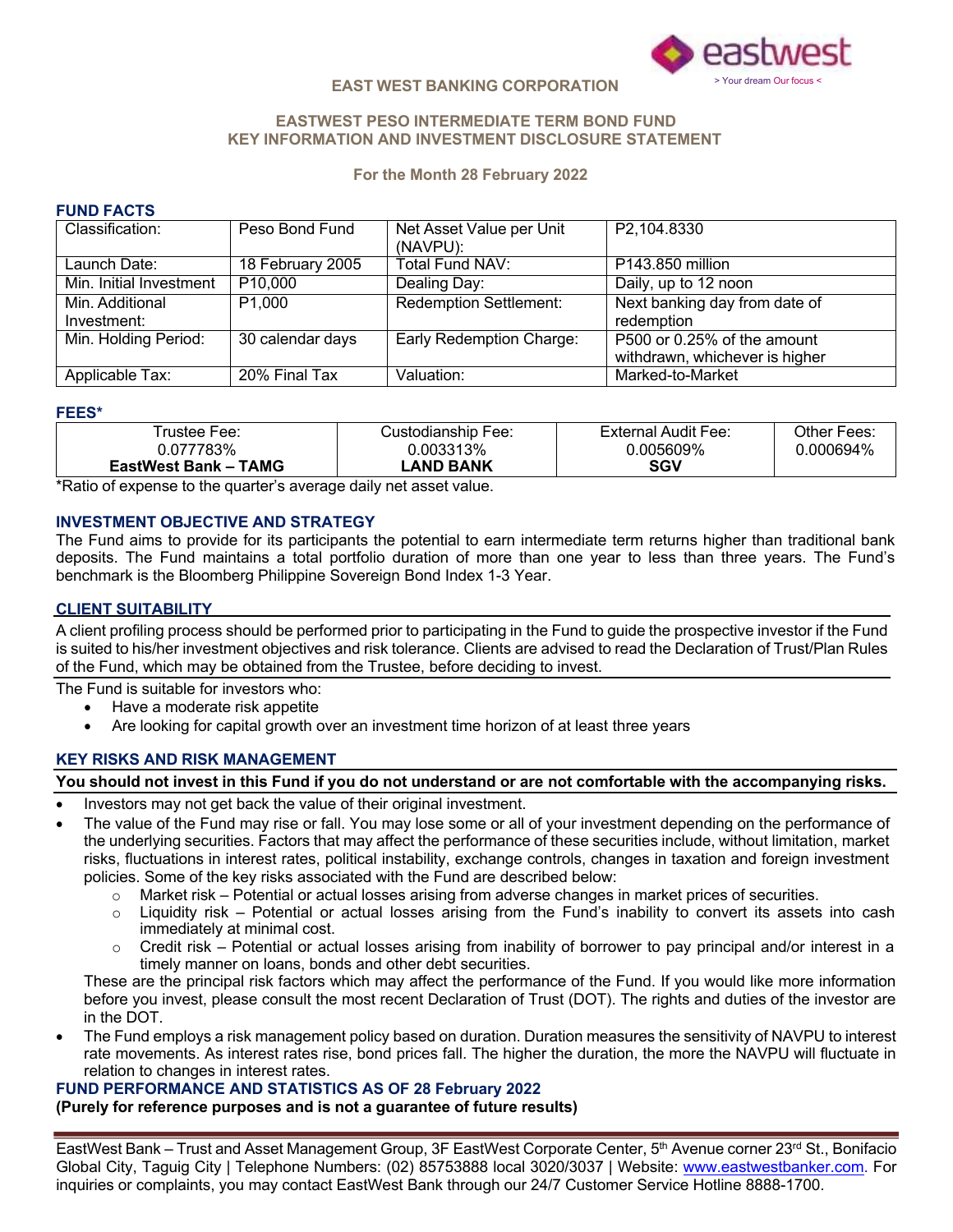EAST WEST BANKING CORPORATION

## EASTWEST PESO INTERMEDIATE TERM BOND FUND
## KEY INFORMATION AND INVESTMENT DISCLOSURE STATEMENT

### For the Month 28 February 2022

### FUND FACTS

| Classification: | Peso Bond Fund | Net Asset Value per Unit (NAVPU): | P2,104.8330 |
|---|---|---|---|
| Launch Date: | 18 February 2005 | Total Fund NAV: | P143.850 million |
| Min. Initial Investment | P10,000 | Dealing Day: | Daily, up to 12 noon |
| Min. Additional Investment: | P1,000 | Redemption Settlement: | Next banking day from date of redemption |
| Min. Holding Period: | 30 calendar days | Early Redemption Charge: | P500 or 0.25% of the amount withdrawn, whichever is higher |
| Applicable Tax: | 20% Final Tax | Valuation: | Marked-to-Market |

### FEES*

| Trustee Fee: 0.077783% **EastWest Bank – TAMG** | Custodianship Fee: 0.003313% **LAND BANK** | External Audit Fee: 0.005609% **SGV** | Other Fees: 0.000694% |
|---|---|---|---|

*Ratio of expense to the quarter's average daily net asset value.

### INVESTMENT OBJECTIVE AND STRATEGY

The Fund aims to provide for its participants the potential to earn intermediate term returns higher than traditional bank deposits. The Fund maintains a total portfolio duration of more than one year to less than three years. The Fund's benchmark is the Bloomberg Philippine Sovereign Bond Index 1-3 Year.

### CLIENT SUITABILITY

A client profiling process should be performed prior to participating in the Fund to guide the prospective investor if the Fund is suited to his/her investment objectives and risk tolerance. Clients are advised to read the Declaration of Trust/Plan Rules of the Fund, which may be obtained from the Trustee, before deciding to invest.

The Fund is suitable for investors who:

- Have a moderate risk appetite
- Are looking for capital growth over an investment time horizon of at least three years

### KEY RISKS AND RISK MANAGEMENT

**You should not invest in this Fund if you do not understand or are not comfortable with the accompanying risks.**

- Investors may not get back the value of their original investment.
- The value of the Fund may rise or fall. You may lose some or all of your investment depending on the performance of the underlying securities. Factors that may affect the performance of these securities include, without limitation, market risks, fluctuations in interest rates, political instability, exchange controls, changes in taxation and foreign investment policies. Some of the key risks associated with the Fund are described below:
  - Market risk – Potential or actual losses arising from adverse changes in market prices of securities.
  - Liquidity risk – Potential or actual losses arising from the Fund's inability to convert its assets into cash immediately at minimal cost.
  - Credit risk – Potential or actual losses arising from inability of borrower to pay principal and/or interest in a timely manner on loans, bonds and other debt securities.

  These are the principal risk factors which may affect the performance of the Fund. If you would like more information before you invest, please consult the most recent Declaration of Trust (DOT). The rights and duties of the investor are in the DOT.
- The Fund employs a risk management policy based on duration. Duration measures the sensitivity of NAVPU to interest rate movements. As interest rates rise, bond prices fall. The higher the duration, the more the NAVPU will fluctuate in relation to changes in interest rates.

### FUND PERFORMANCE AND STATISTICS AS OF 28 February 2022

**(Purely for reference purposes and is not a guarantee of future results)**

EastWest Bank – Trust and Asset Management Group, 3F EastWest Corporate Center, 5th Avenue corner 23rd St., Bonifacio Global City, Taguig City | Telephone Numbers: (02) 85753888 local 3020/3037 | Website: www.eastwestbanker.com. For inquiries or complaints, you may contact EastWest Bank through our 24/7 Customer Service Hotline 8888-1700.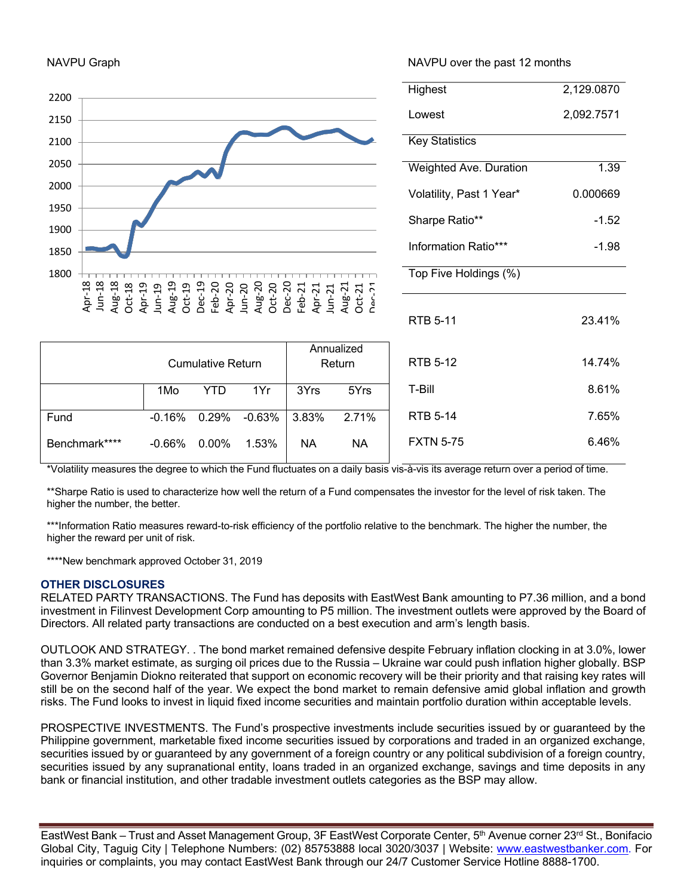NAVPU Graph

NAVPU over the past 12 months

| | |
|---|---|
| Highest | 2,129.0870 |
| Lowest | 2,092.7571 |

Key Statistics

| | |
|---|---|
| Weighted Ave. Duration | 1.39 |
| Volatility, Past 1 Year* | 0.000669 |
| Sharpe Ratio** | -1.52 |
| Information Ratio*** | -1.98 |

Top Five Holdings (%)

| | |
|---|---|
| RTB 5-11 | 23.41% |
| RTB 5-12 | 14.74% |
| T-Bill | 8.61% |
| RTB 5-14 | 7.65% |
| FXTN 5-75 | 6.46% |

| | Cumulative Return | | | Annualized Return | |
|---|---|---|---|---|---|
| | 1Mo | YTD | 1Yr | 3Yrs | 5Yrs |
| Fund | -0.16% | 0.29% | -0.63% | 3.83% | 2.71% |
| Benchmark**** | -0.66% | 0.00% | 1.53% | NA | NA |

*Volatility measures the degree to which the Fund fluctuates on a daily basis vis-à-vis its average return over a period of time.

**Sharpe Ratio is used to characterize how well the return of a Fund compensates the investor for the level of risk taken. The higher the number, the better.

***Information Ratio measures reward-to-risk efficiency of the portfolio relative to the benchmark. The higher the number, the higher the reward per unit of risk.

****New benchmark approved October 31, 2019

### OTHER DISCLOSURES

RELATED PARTY TRANSACTIONS. The Fund has deposits with EastWest Bank amounting to P7.36 million, and a bond investment in Filinvest Development Corp amounting to P5 million. The investment outlets were approved by the Board of Directors. All related party transactions are conducted on a best execution and arm's length basis.

OUTLOOK AND STRATEGY. . The bond market remained defensive despite February inflation clocking in at 3.0%, lower than 3.3% market estimate, as surging oil prices due to the Russia – Ukraine war could push inflation higher globally. BSP Governor Benjamin Diokno reiterated that support on economic recovery will be their priority and that raising key rates will still be on the second half of the year. We expect the bond market to remain defensive amid global inflation and growth risks. The Fund looks to invest in liquid fixed income securities and maintain portfolio duration within acceptable levels.

PROSPECTIVE INVESTMENTS. The Fund's prospective investments include securities issued by or guaranteed by the Philippine government, marketable fixed income securities issued by corporations and traded in an organized exchange, securities issued by or guaranteed by any government of a foreign country or any political subdivision of a foreign country, securities issued by any supranational entity, loans traded in an organized exchange, savings and time deposits in any bank or financial institution, and other tradable investment outlets categories as the BSP may allow.

EastWest Bank – Trust and Asset Management Group, 3F EastWest Corporate Center, 5th Avenue corner 23rd St., Bonifacio Global City, Taguig City | Telephone Numbers: (02) 85753888 local 3020/3037 | Website: www.eastwestbanker.com. For inquiries or complaints, you may contact EastWest Bank through our 24/7 Customer Service Hotline 8888-1700.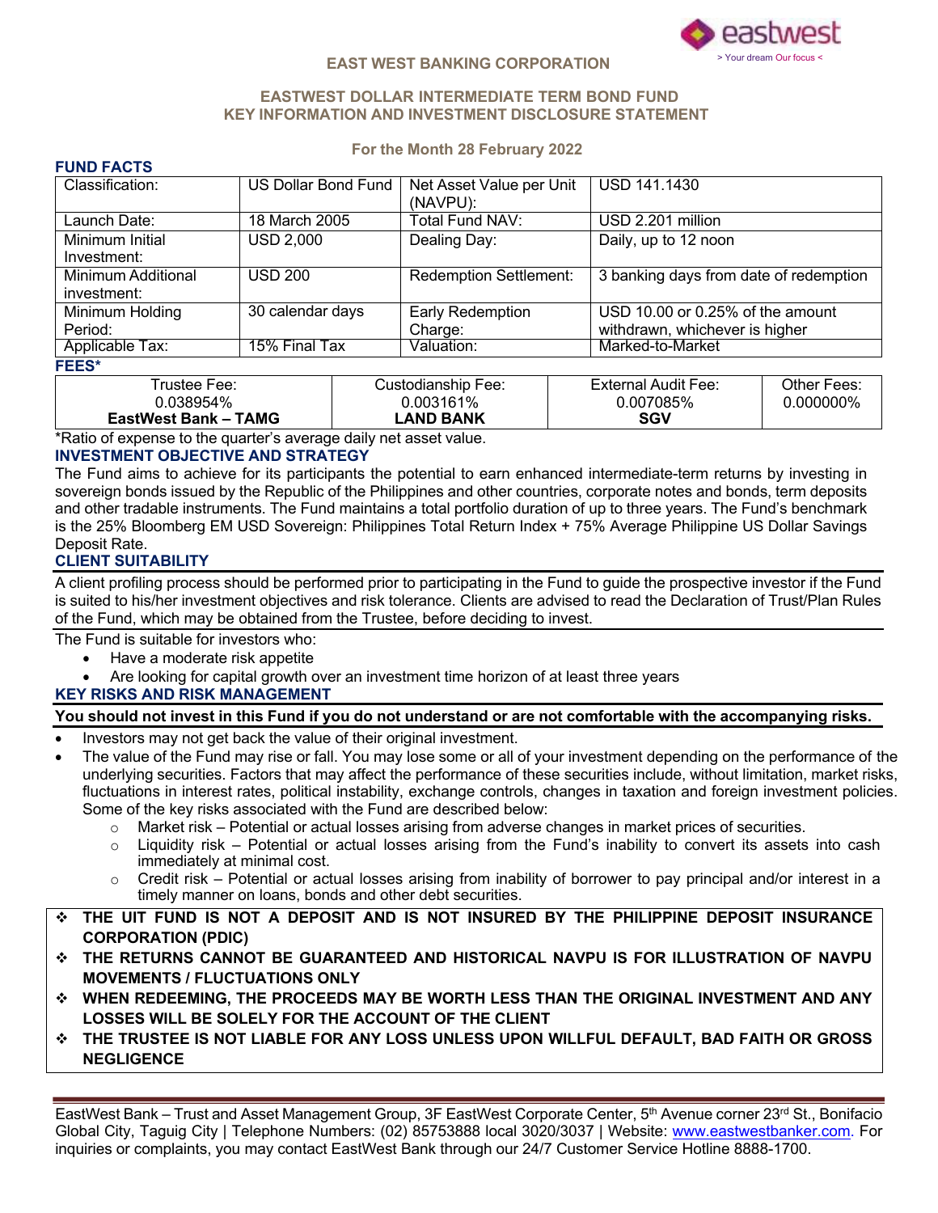# EAST WEST BANKING CORPORATION

## EASTWEST DOLLAR INTERMEDIATE TERM BOND FUND
## KEY INFORMATION AND INVESTMENT DISCLOSURE STATEMENT

**For the Month 28 February 2022**

### FUND FACTS

| Classification: | US Dollar Bond Fund | Net Asset Value per Unit (NAVPU): | USD 141.1430 |
|---|---|---|---|
| Launch Date: | 18 March 2005 | Total Fund NAV: | USD 2.201 million |
| Minimum Initial Investment: | USD 2,000 | Dealing Day: | Daily, up to 12 noon |
| Minimum Additional investment: | USD 200 | Redemption Settlement: | 3 banking days from date of redemption |
| Minimum Holding Period: | 30 calendar days | Early Redemption Charge: | USD 10.00 or 0.25% of the amount withdrawn, whichever is higher |
| Applicable Tax: | 15% Final Tax | Valuation: | Marked-to-Market |

### FEES*

| Trustee Fee: 0.038954% **EastWest Bank – TAMG** | Custodianship Fee: 0.003161% **LAND BANK** | External Audit Fee: 0.007085% **SGV** | Other Fees: 0.000000% |
|---|---|---|---|

*Ratio of expense to the quarter's average daily net asset value.

### INVESTMENT OBJECTIVE AND STRATEGY

The Fund aims to achieve for its participants the potential to earn enhanced intermediate-term returns by investing in sovereign bonds issued by the Republic of the Philippines and other countries, corporate notes and bonds, term deposits and other tradable instruments. The Fund maintains a total portfolio duration of up to three years. The Fund's benchmark is the 25% Bloomberg EM USD Sovereign: Philippines Total Return Index + 75% Average Philippine US Dollar Savings Deposit Rate.

### CLIENT SUITABILITY

A client profiling process should be performed prior to participating in the Fund to guide the prospective investor if the Fund is suited to his/her investment objectives and risk tolerance. Clients are advised to read the Declaration of Trust/Plan Rules of the Fund, which may be obtained from the Trustee, before deciding to invest.

The Fund is suitable for investors who:

- Have a moderate risk appetite
- Are looking for capital growth over an investment time horizon of at least three years

### KEY RISKS AND RISK MANAGEMENT

**You should not invest in this Fund if you do not understand or are not comfortable with the accompanying risks.**

- Investors may not get back the value of their original investment.
- The value of the Fund may rise or fall. You may lose some or all of your investment depending on the performance of the underlying securities. Factors that may affect the performance of these securities include, without limitation, market risks, fluctuations in interest rates, political instability, exchange controls, changes in taxation and foreign investment policies. Some of the key risks associated with the Fund are described below:
  - Market risk – Potential or actual losses arising from adverse changes in market prices of securities.
  - Liquidity risk – Potential or actual losses arising from the Fund's inability to convert its assets into cash immediately at minimal cost.
  - Credit risk – Potential or actual losses arising from inability of borrower to pay principal and/or interest in a timely manner on loans, bonds and other debt securities.

- **THE UIT FUND IS NOT A DEPOSIT AND IS NOT INSURED BY THE PHILIPPINE DEPOSIT INSURANCE CORPORATION (PDIC)**
- **THE RETURNS CANNOT BE GUARANTEED AND HISTORICAL NAVPU IS FOR ILLUSTRATION OF NAVPU MOVEMENTS / FLUCTUATIONS ONLY**
- **WHEN REDEEMING, THE PROCEEDS MAY BE WORTH LESS THAN THE ORIGINAL INVESTMENT AND ANY LOSSES WILL BE SOLELY FOR THE ACCOUNT OF THE CLIENT**
- **THE TRUSTEE IS NOT LIABLE FOR ANY LOSS UNLESS UPON WILLFUL DEFAULT, BAD FAITH OR GROSS NEGLIGENCE**

EastWest Bank – Trust and Asset Management Group, 3F EastWest Corporate Center, 5th Avenue corner 23rd St., Bonifacio Global City, Taguig City | Telephone Numbers: (02) 85753888 local 3020/3037 | Website: www.eastwestbanker.com. For inquiries or complaints, you may contact EastWest Bank through our 24/7 Customer Service Hotline 8888-1700.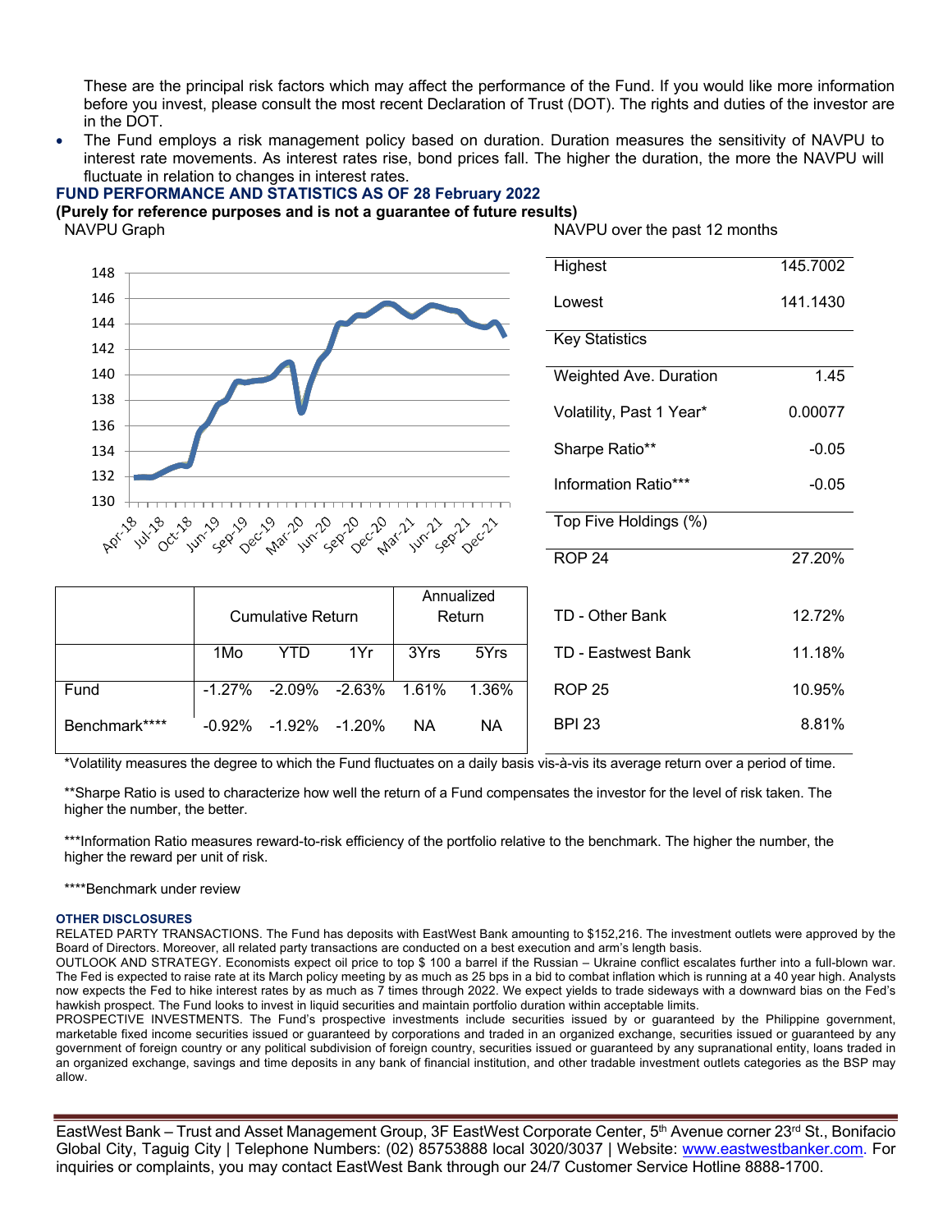These are the principal risk factors which may affect the performance of the Fund. If you would like more information before you invest, please consult the most recent Declaration of Trust (DOT). The rights and duties of the investor are in the DOT.

- The Fund employs a risk management policy based on duration. Duration measures the sensitivity of NAVPU to interest rate movements. As interest rates rise, bond prices fall. The higher the duration, the more the NAVPU will fluctuate in relation to changes in interest rates.

## FUND PERFORMANCE AND STATISTICS AS OF 28 February 2022

**(Purely for reference purposes and is not a guarantee of future results)**

NAVPU Graph

NAVPU over the past 12 months

| | |
|---|---|
| Highest | 145.7002 |
| Lowest | 141.1430 |

| Key Statistics | |
|---|---|
| Weighted Ave. Duration | 1.45 |
| Volatility, Past 1 Year* | 0.00077 |
| Sharpe Ratio** | -0.05 |
| Information Ratio*** | -0.05 |

| Top Five Holdings (%) | |
|---|---|
| ROP 24 | 27.20% |
| TD - Other Bank | 12.72% |
| TD - Eastwest Bank | 11.18% |
| ROP 25 | 10.95% |
| BPI 23 | 8.81% |

| | Cumulative Return | | | Annualized Return | |
|---|---|---|---|---|---|
| | 1Mo | YTD | 1Yr | 3Yrs | 5Yrs |
| Fund | -1.27% | -2.09% | -2.63% | 1.61% | 1.36% |
| Benchmark**** | -0.92% | -1.92% | -1.20% | NA | NA |

*Volatility measures the degree to which the Fund fluctuates on a daily basis vis-à-vis its average return over a period of time.

**Sharpe Ratio is used to characterize how well the return of a Fund compensates the investor for the level of risk taken. The higher the number, the better.

***Information Ratio measures reward-to-risk efficiency of the portfolio relative to the benchmark. The higher the number, the higher the reward per unit of risk.

****Benchmark under review

### OTHER DISCLOSURES

RELATED PARTY TRANSACTIONS. The Fund has deposits with EastWest Bank amounting to $152,216. The investment outlets were approved by the Board of Directors. Moreover, all related party transactions are conducted on a best execution and arm's length basis.

OUTLOOK AND STRATEGY. Economists expect oil price to top $ 100 a barrel if the Russian – Ukraine conflict escalates further into a full-blown war. The Fed is expected to raise rate at its March policy meeting by as much as 25 bps in a bid to combat inflation which is running at a 40 year high. Analysts now expects the Fed to hike interest rates by as much as 7 times through 2022. We expect yields to trade sideways with a downward bias on the Fed's hawkish prospect. The Fund looks to invest in liquid securities and maintain portfolio duration within acceptable limits.

PROSPECTIVE INVESTMENTS. The Fund's prospective investments include securities issued by or guaranteed by the Philippine government, marketable fixed income securities issued or guaranteed by corporations and traded in an organized exchange, securities issued or guaranteed by any government of foreign country or any political subdivision of foreign country, securities issued or guaranteed by any supranational entity, loans traded in an organized exchange, savings and time deposits in any bank of financial institution, and other tradable investment outlets categories as the BSP may allow.

EastWest Bank – Trust and Asset Management Group, 3F EastWest Corporate Center, 5th Avenue corner 23rd St., Bonifacio Global City, Taguig City | Telephone Numbers: (02) 85753888 local 3020/3037 | Website: www.eastwestbanker.com. For inquiries or complaints, you may contact EastWest Bank through our 24/7 Customer Service Hotline 8888-1700.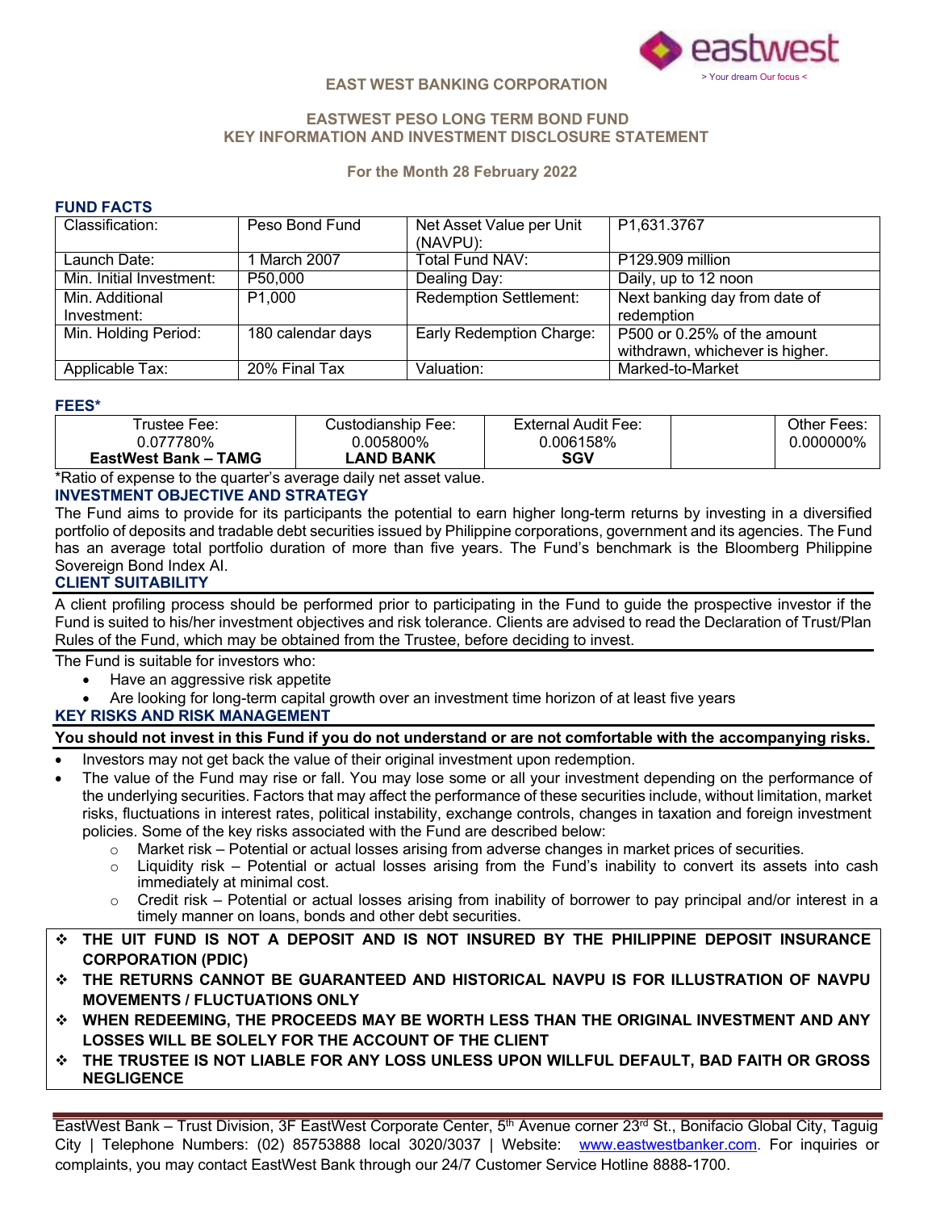eastwest
> Your dream Our focus <

**EAST WEST BANKING CORPORATION**

# EASTWEST PESO LONG TERM BOND FUND
# KEY INFORMATION AND INVESTMENT DISCLOSURE STATEMENT

**For the Month 28 February 2022**

## FUND FACTS

| Classification: | Peso Bond Fund | Net Asset Value per Unit (NAVPU): | P1,631.3767 |
|---|---|---|---|
| Launch Date: | 1 March 2007 | Total Fund NAV: | P129.909 million |
| Min. Initial Investment: | P50,000 | Dealing Day: | Daily, up to 12 noon |
| Min. Additional Investment: | P1,000 | Redemption Settlement: | Next banking day from date of redemption |
| Min. Holding Period: | 180 calendar days | Early Redemption Charge: | P500 or 0.25% of the amount withdrawn, whichever is higher. |
| Applicable Tax: | 20% Final Tax | Valuation: | Marked-to-Market |

## FEES*

| Trustee Fee: 0.077780% **EastWest Bank – TAMG** | Custodianship Fee: 0.005800% **LAND BANK** | External Audit Fee: 0.006158% **SGV** | | Other Fees: 0.000000% |
|---|---|---|---|---|

*Ratio of expense to the quarter's average daily net asset value.

## INVESTMENT OBJECTIVE AND STRATEGY

The Fund aims to provide for its participants the potential to earn higher long-term returns by investing in a diversified portfolio of deposits and tradable debt securities issued by Philippine corporations, government and its agencies. The Fund has an average total portfolio duration of more than five years. The Fund's benchmark is the Bloomberg Philippine Sovereign Bond Index AI.

## CLIENT SUITABILITY

A client profiling process should be performed prior to participating in the Fund to guide the prospective investor if the Fund is suited to his/her investment objectives and risk tolerance. Clients are advised to read the Declaration of Trust/Plan Rules of the Fund, which may be obtained from the Trustee, before deciding to invest.

The Fund is suitable for investors who:

- Have an aggressive risk appetite
- Are looking for long-term capital growth over an investment time horizon of at least five years

## KEY RISKS AND RISK MANAGEMENT

**You should not invest in this Fund if you do not understand or are not comfortable with the accompanying risks.**

- Investors may not get back the value of their original investment upon redemption.
- The value of the Fund may rise or fall. You may lose some or all your investment depending on the performance of the underlying securities. Factors that may affect the performance of these securities include, without limitation, market risks, fluctuations in interest rates, political instability, exchange controls, changes in taxation and foreign investment policies. Some of the key risks associated with the Fund are described below:
  - Market risk – Potential or actual losses arising from adverse changes in market prices of securities.
  - Liquidity risk – Potential or actual losses arising from the Fund's inability to convert its assets into cash immediately at minimal cost.
  - Credit risk – Potential or actual losses arising from inability of borrower to pay principal and/or interest in a timely manner on loans, bonds and other debt securities.

- ❖ **THE UIT FUND IS NOT A DEPOSIT AND IS NOT INSURED BY THE PHILIPPINE DEPOSIT INSURANCE CORPORATION (PDIC)**
- ❖ **THE RETURNS CANNOT BE GUARANTEED AND HISTORICAL NAVPU IS FOR ILLUSTRATION OF NAVPU MOVEMENTS / FLUCTUATIONS ONLY**
- ❖ **WHEN REDEEMING, THE PROCEEDS MAY BE WORTH LESS THAN THE ORIGINAL INVESTMENT AND ANY LOSSES WILL BE SOLELY FOR THE ACCOUNT OF THE CLIENT**
- ❖ **THE TRUSTEE IS NOT LIABLE FOR ANY LOSS UNLESS UPON WILLFUL DEFAULT, BAD FAITH OR GROSS NEGLIGENCE**

EastWest Bank – Trust Division, 3F EastWest Corporate Center, 5th Avenue corner 23rd St., Bonifacio Global City, Taguig City | Telephone Numbers: (02) 85753888 local 3020/3037 | Website: www.eastwestbanker.com. For inquiries or complaints, you may contact EastWest Bank through our 24/7 Customer Service Hotline 8888-1700.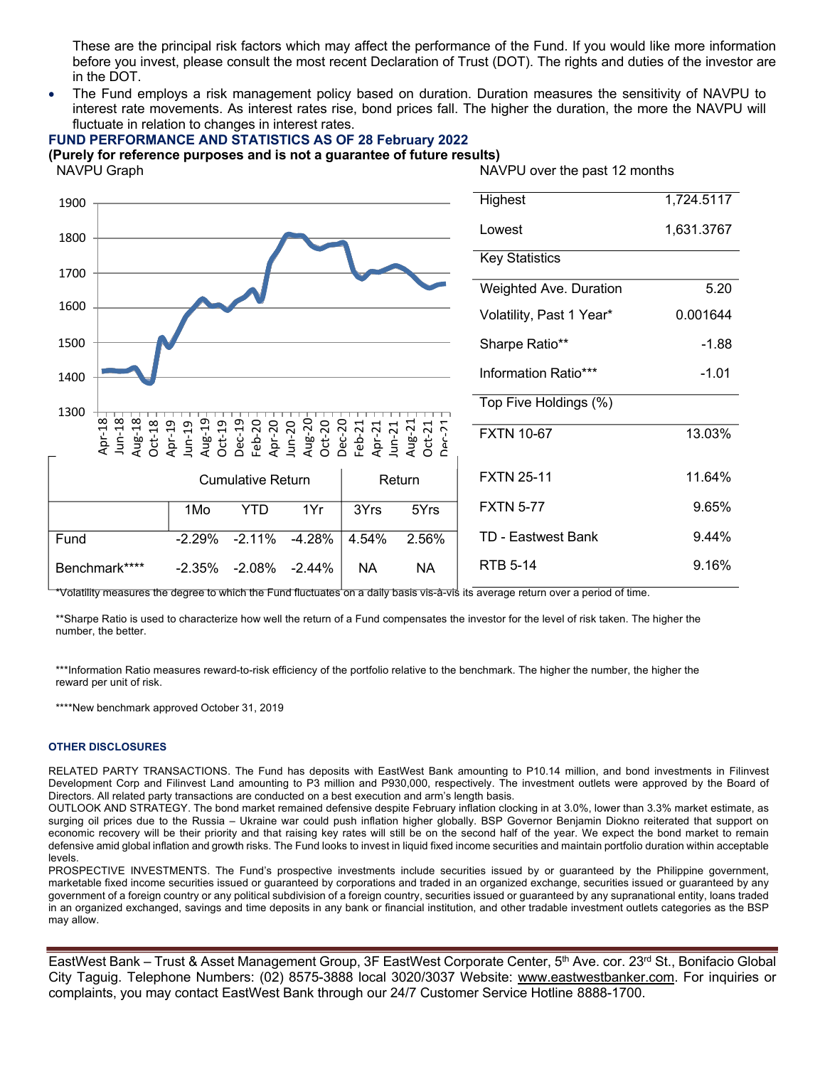These are the principal risk factors which may affect the performance of the Fund. If you would like more information before you invest, please consult the most recent Declaration of Trust (DOT). The rights and duties of the investor are in the DOT.

- The Fund employs a risk management policy based on duration. Duration measures the sensitivity of NAVPU to interest rate movements. As interest rates rise, bond prices fall. The higher the duration, the more the NAVPU will fluctuate in relation to changes in interest rates.

**FUND PERFORMANCE AND STATISTICS AS OF 28 February 2022**

**(Purely for reference purposes and is not a guarantee of future results)**

NAVPU Graph

| | Cumulative Return | | | Return | |
|---|---|---|---|---|---|
| | 1Mo | YTD | 1Yr | 3Yrs | 5Yrs |
| Fund | -2.29% | -2.11% | -4.28% | 4.54% | 2.56% |
| Benchmark**** | -2.35% | -2.08% | -2.44% | NA | NA |

NAVPU over the past 12 months

| | |
|---|---|
| Highest | 1,724.5117 |
| Lowest | 1,631.3767 |

| Key Statistics | |
|---|---|
| Weighted Ave. Duration | 5.20 |
| Volatility, Past 1 Year* | 0.001644 |
| Sharpe Ratio** | -1.88 |
| Information Ratio*** | -1.01 |

| Top Five Holdings (%) | |
|---|---|
| FXTN 10-67 | 13.03% |
| FXTN 25-11 | 11.64% |
| FXTN 5-77 | 9.65% |
| TD - Eastwest Bank | 9.44% |
| RTB 5-14 | 9.16% |

*Volatility measures the degree to which the Fund fluctuates on a daily basis vis-à-vis its average return over a period of time.

**Sharpe Ratio is used to characterize how well the return of a Fund compensates the investor for the level of risk taken. The higher the number, the better.

***Information Ratio measures reward-to-risk efficiency of the portfolio relative to the benchmark. The higher the number, the higher the reward per unit of risk.

****New benchmark approved October 31, 2019

#### OTHER DISCLOSURES

RELATED PARTY TRANSACTIONS. The Fund has deposits with EastWest Bank amounting to P10.14 million, and bond investments in Filinvest Development Corp and Filinvest Land amounting to P3 million and P930,000, respectively. The investment outlets were approved by the Board of Directors. All related party transactions are conducted on a best execution and arm's length basis.

OUTLOOK AND STRATEGY. The bond market remained defensive despite February inflation clocking in at 3.0%, lower than 3.3% market estimate, as surging oil prices due to the Russia – Ukraine war could push inflation higher globally. BSP Governor Benjamin Diokno reiterated that support on economic recovery will be their priority and that raising key rates will still be on the second half of the year. We expect the bond market to remain defensive amid global inflation and growth risks. The Fund looks to invest in liquid fixed income securities and maintain portfolio duration within acceptable levels.

PROSPECTIVE INVESTMENTS. The Fund's prospective investments include securities issued by or guaranteed by the Philippine government, marketable fixed income securities issued or guaranteed by corporations and traded in an organized exchange, securities issued or guaranteed by any government of a foreign country or any political subdivision of a foreign country, securities issued or guaranteed by any supranational entity, loans traded in an organized exchanged, savings and time deposits in any bank or financial institution, and other tradable investment outlets categories as the BSP may allow.

EastWest Bank – Trust & Asset Management Group, 3F EastWest Corporate Center, 5th Ave. cor. 23rd St., Bonifacio Global City Taguig. Telephone Numbers: (02) 8575-3888 local 3020/3037 Website: www.eastwestbanker.com. For inquiries or complaints, you may contact EastWest Bank through our 24/7 Customer Service Hotline 8888-1700.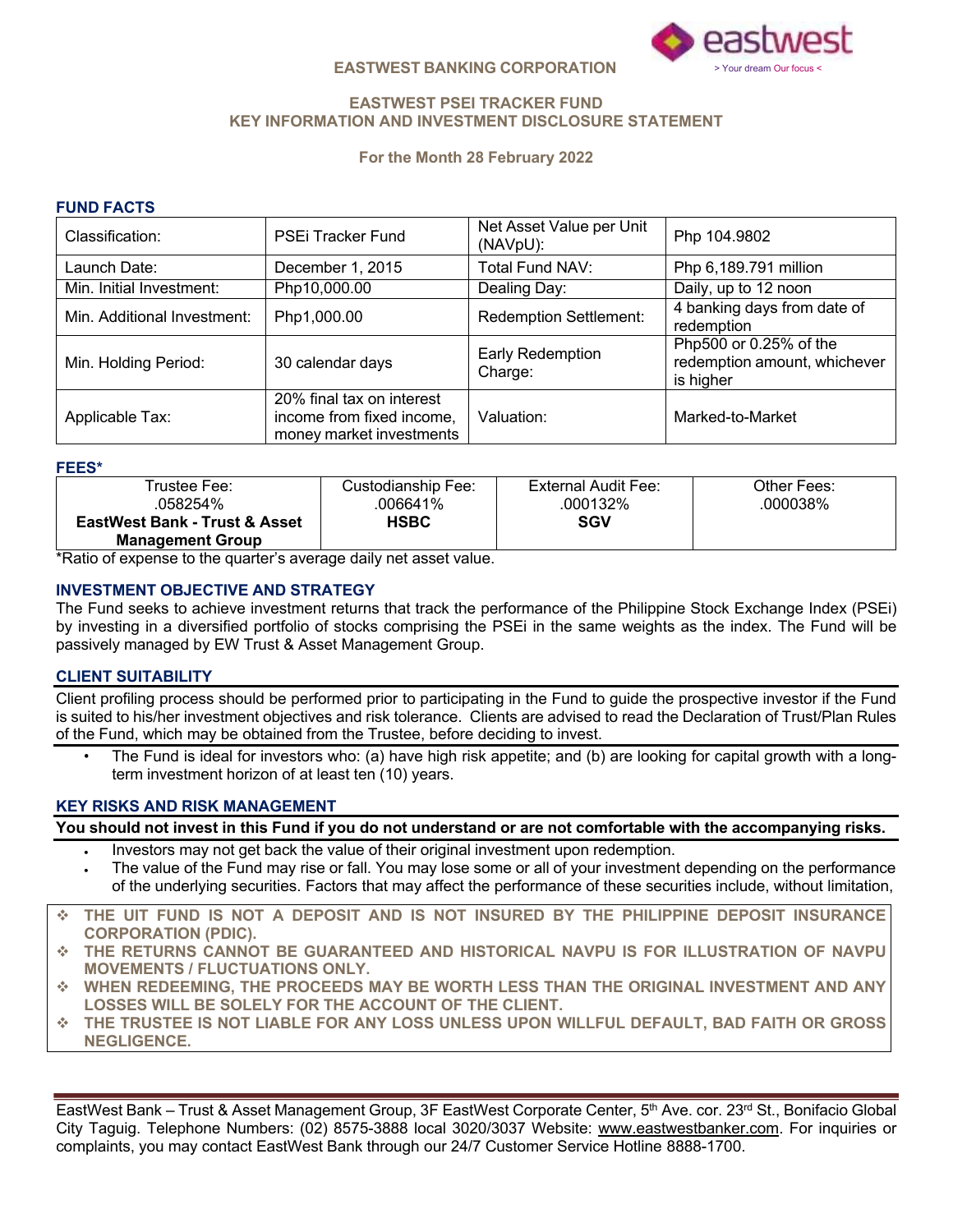**EASTWEST BANKING CORPORATION**

eastwest
> Your dream Our focus <

## EASTWEST PSEI TRACKER FUND
## KEY INFORMATION AND INVESTMENT DISCLOSURE STATEMENT

**For the Month 28 February 2022**

### FUND FACTS

| | | | |
|---|---|---|---|
| Classification: | PSEi Tracker Fund | Net Asset Value per Unit (NAVpU): | Php 104.9802 |
| Launch Date: | December 1, 2015 | Total Fund NAV: | Php 6,189.791 million |
| Min. Initial Investment: | Php10,000.00 | Dealing Day: | Daily, up to 12 noon |
| Min. Additional Investment: | Php1,000.00 | Redemption Settlement: | 4 banking days from date of redemption |
| Min. Holding Period: | 30 calendar days | Early Redemption Charge: | Php500 or 0.25% of the redemption amount, whichever is higher |
| Applicable Tax: | 20% final tax on interest income from fixed income, money market investments | Valuation: | Marked-to-Market |

### FEES*

| Trustee Fee: | Custodianship Fee: | External Audit Fee: | Other Fees: |
|---|---|---|---|
| .058254% | .006641% | .000132% | .000038% |
| **EastWest Bank - Trust & Asset Management Group** | **HSBC** | **SGV** | |

*Ratio of expense to the quarter's average daily net asset value.

### INVESTMENT OBJECTIVE AND STRATEGY

The Fund seeks to achieve investment returns that track the performance of the Philippine Stock Exchange Index (PSEi) by investing in a diversified portfolio of stocks comprising the PSEi in the same weights as the index. The Fund will be passively managed by EW Trust & Asset Management Group.

### CLIENT SUITABILITY

Client profiling process should be performed prior to participating in the Fund to guide the prospective investor if the Fund is suited to his/her investment objectives and risk tolerance. Clients are advised to read the Declaration of Trust/Plan Rules of the Fund, which may be obtained from the Trustee, before deciding to invest.

- The Fund is ideal for investors who: (a) have high risk appetite; and (b) are looking for capital growth with a long-term investment horizon of at least ten (10) years.

### KEY RISKS AND RISK MANAGEMENT

**You should not invest in this Fund if you do not understand or are not comfortable with the accompanying risks.**

- Investors may not get back the value of their original investment upon redemption.
- The value of the Fund may rise or fall. You may lose some or all of your investment depending on the performance of the underlying securities. Factors that may affect the performance of these securities include, without limitation,

- **THE UIT FUND IS NOT A DEPOSIT AND IS NOT INSURED BY THE PHILIPPINE DEPOSIT INSURANCE CORPORATION (PDIC).**
- **THE RETURNS CANNOT BE GUARANTEED AND HISTORICAL NAVPU IS FOR ILLUSTRATION OF NAVPU MOVEMENTS / FLUCTUATIONS ONLY.**
- **WHEN REDEEMING, THE PROCEEDS MAY BE WORTH LESS THAN THE ORIGINAL INVESTMENT AND ANY LOSSES WILL BE SOLELY FOR THE ACCOUNT OF THE CLIENT.**
- **THE TRUSTEE IS NOT LIABLE FOR ANY LOSS UNLESS UPON WILLFUL DEFAULT, BAD FAITH OR GROSS NEGLIGENCE.**

EastWest Bank – Trust & Asset Management Group, 3F EastWest Corporate Center, 5th Ave. cor. 23rd St., Bonifacio Global City Taguig. Telephone Numbers: (02) 8575-3888 local 3020/3037 Website: www.eastwestbanker.com. For inquiries or complaints, you may contact EastWest Bank through our 24/7 Customer Service Hotline 8888-1700.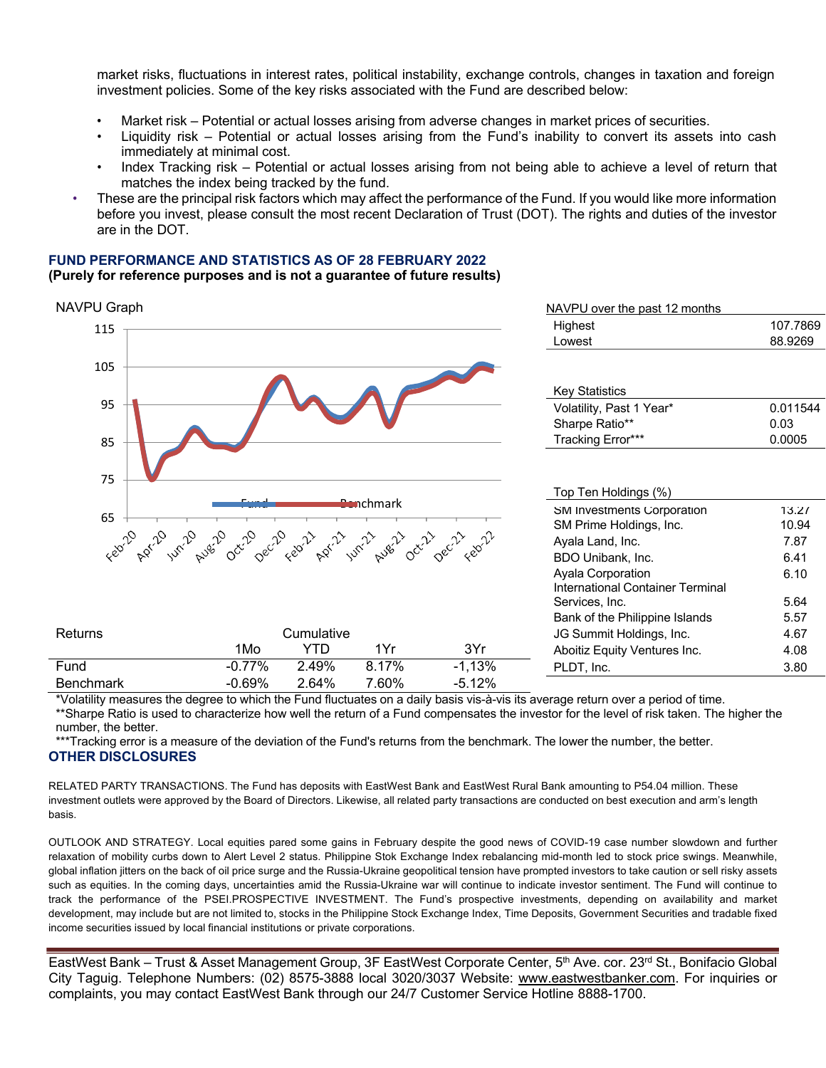market risks, fluctuations in interest rates, political instability, exchange controls, changes in taxation and foreign investment policies. Some of the key risks associated with the Fund are described below:

- Market risk – Potential or actual losses arising from adverse changes in market prices of securities.
- Liquidity risk – Potential or actual losses arising from the Fund's inability to convert its assets into cash immediately at minimal cost.
- Index Tracking risk – Potential or actual losses arising from not being able to achieve a level of return that matches the index being tracked by the fund.

- These are the principal risk factors which may affect the performance of the Fund. If you would like more information before you invest, please consult the most recent Declaration of Trust (DOT). The rights and duties of the investor are in the DOT.

## FUND PERFORMANCE AND STATISTICS AS OF 28 FEBRUARY 2022
**(Purely for reference purposes and is not a guarantee of future results)**

NAVPU Graph

| NAVPU over the past 12 months | |
|---|---|
| Highest | 107.7869 |
| Lowest | 88.9269 |

| Key Statistics | |
|---|---|
| Volatility, Past 1 Year* | 0.011544 |
| Sharpe Ratio** | 0.03 |
| Tracking Error*** | 0.0005 |

| Top Ten Holdings (%) | |
|---|---|
| SM Investments Corporation | 13.27 |
| SM Prime Holdings, Inc. | 10.94 |
| Ayala Land, Inc. | 7.87 |
| BDO Unibank, Inc. | 6.41 |
| Ayala Corporation | 6.10 |
| International Container Terminal Services, Inc. | 5.64 |
| Bank of the Philippine Islands | 5.57 |
| JG Summit Holdings, Inc. | 4.67 |
| Aboitiz Equity Ventures Inc. | 4.08 |
| PLDT, Inc. | 3.80 |

| Returns | Cumulative | | | |
|---|---|---|---|---|
| | 1Mo | YTD | 1Yr | 3Yr |
| Fund | -0.77% | 2.49% | 8.17% | -1,13% |
| Benchmark | -0.69% | 2.64% | 7.60% | -5.12% |

*Volatility measures the degree to which the Fund fluctuates on a daily basis vis-à-vis its average return over a period of time.
**Sharpe Ratio is used to characterize how well the return of a Fund compensates the investor for the level of risk taken. The higher the number, the better.
***Tracking error is a measure of the deviation of the Fund's returns from the benchmark. The lower the number, the better.

## OTHER DISCLOSURES

RELATED PARTY TRANSACTIONS. The Fund has deposits with EastWest Bank and EastWest Rural Bank amounting to P54.04 million. These investment outlets were approved by the Board of Directors. Likewise, all related party transactions are conducted on best execution and arm's length basis.

OUTLOOK AND STRATEGY. Local equities pared some gains in February despite the good news of COVID-19 case number slowdown and further relaxation of mobility curbs down to Alert Level 2 status. Philippine Stok Exchange Index rebalancing mid-month led to stock price swings. Meanwhile, global inflation jitters on the back of oil price surge and the Russia-Ukraine geopolitical tension have prompted investors to take caution or sell risky assets such as equities. In the coming days, uncertainties amid the Russia-Ukraine war will continue to indicate investor sentiment. The Fund will continue to track the performance of the PSEI.PROSPECTIVE INVESTMENT. The Fund's prospective investments, depending on availability and market development, may include but are not limited to, stocks in the Philippine Stock Exchange Index, Time Deposits, Government Securities and tradable fixed income securities issued by local financial institutions or private corporations.

EastWest Bank – Trust & Asset Management Group, 3F EastWest Corporate Center, 5th Ave. cor. 23rd St., Bonifacio Global City Taguig. Telephone Numbers: (02) 8575-3888 local 3020/3037 Website: www.eastwestbanker.com. For inquiries or complaints, you may contact EastWest Bank through our 24/7 Customer Service Hotline 8888-1700.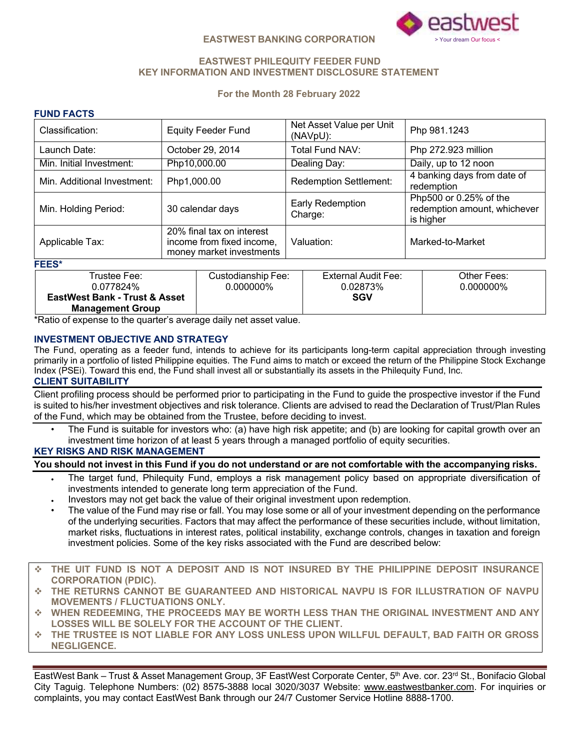**EASTWEST BANKING CORPORATION**

eastwest
> Your dream Our focus <

## EASTWEST PHILEQUITY FEEDER FUND
## KEY INFORMATION AND INVESTMENT DISCLOSURE STATEMENT

**For the Month 28 February 2022**

### FUND FACTS

| Classification: | Equity Feeder Fund | Net Asset Value per Unit (NAVpU): | Php 981.1243 |
|---|---|---|---|
| Launch Date: | October 29, 2014 | Total Fund NAV: | Php 272.923 million |
| Min. Initial Investment: | Php10,000.00 | Dealing Day: | Daily, up to 12 noon |
| Min. Additional Investment: | Php1,000.00 | Redemption Settlement: | 4 banking days from date of redemption |
| Min. Holding Period: | 30 calendar days | Early Redemption Charge: | Php500 or 0.25% of the redemption amount, whichever is higher |
| Applicable Tax: | 20% final tax on interest income from fixed income, money market investments | Valuation: | Marked-to-Market |

### FEES*

| Trustee Fee: 0.077824% **EastWest Bank - Trust & Asset Management Group** | Custodianship Fee: 0.000000% | External Audit Fee: 0.02873% **SGV** | Other Fees: 0.000000% |
|---|---|---|---|

*Ratio of expense to the quarter's average daily net asset value.

### INVESTMENT OBJECTIVE AND STRATEGY

The Fund, operating as a feeder fund, intends to achieve for its participants long-term capital appreciation through investing primarily in a portfolio of listed Philippine equities. The Fund aims to match or exceed the return of the Philippine Stock Exchange Index (PSEi). Toward this end, the Fund shall invest all or substantially its assets in the Philequity Fund, Inc.

### CLIENT SUITABILITY

Client profiling process should be performed prior to participating in the Fund to guide the prospective investor if the Fund is suited to his/her investment objectives and risk tolerance. Clients are advised to read the Declaration of Trust/Plan Rules of the Fund, which may be obtained from the Trustee, before deciding to invest.

- The Fund is suitable for investors who: (a) have high risk appetite; and (b) are looking for capital growth over an investment time horizon of at least 5 years through a managed portfolio of equity securities.

### KEY RISKS AND RISK MANAGEMENT

**You should not invest in this Fund if you do not understand or are not comfortable with the accompanying risks.**

- The target fund, Philequity Fund, employs a risk management policy based on appropriate diversification of investments intended to generate long term appreciation of the Fund.
- Investors may not get back the value of their original investment upon redemption.
- The value of the Fund may rise or fall. You may lose some or all of your investment depending on the performance of the underlying securities. Factors that may affect the performance of these securities include, without limitation, market risks, fluctuations in interest rates, political instability, exchange controls, changes in taxation and foreign investment policies. Some of the key risks associated with the Fund are described below:

- **THE UIT FUND IS NOT A DEPOSIT AND IS NOT INSURED BY THE PHILIPPINE DEPOSIT INSURANCE CORPORATION (PDIC).**
- **THE RETURNS CANNOT BE GUARANTEED AND HISTORICAL NAVPU IS FOR ILLUSTRATION OF NAVPU MOVEMENTS / FLUCTUATIONS ONLY.**
- **WHEN REDEEMING, THE PROCEEDS MAY BE WORTH LESS THAN THE ORIGINAL INVESTMENT AND ANY LOSSES WILL BE SOLELY FOR THE ACCOUNT OF THE CLIENT.**
- **THE TRUSTEE IS NOT LIABLE FOR ANY LOSS UNLESS UPON WILLFUL DEFAULT, BAD FAITH OR GROSS NEGLIGENCE.**

EastWest Bank – Trust & Asset Management Group, 3F EastWest Corporate Center, 5th Ave. cor. 23rd St., Bonifacio Global City Taguig. Telephone Numbers: (02) 8575-3888 local 3020/3037 Website: www.eastwestbanker.com. For inquiries or complaints, you may contact EastWest Bank through our 24/7 Customer Service Hotline 8888-1700.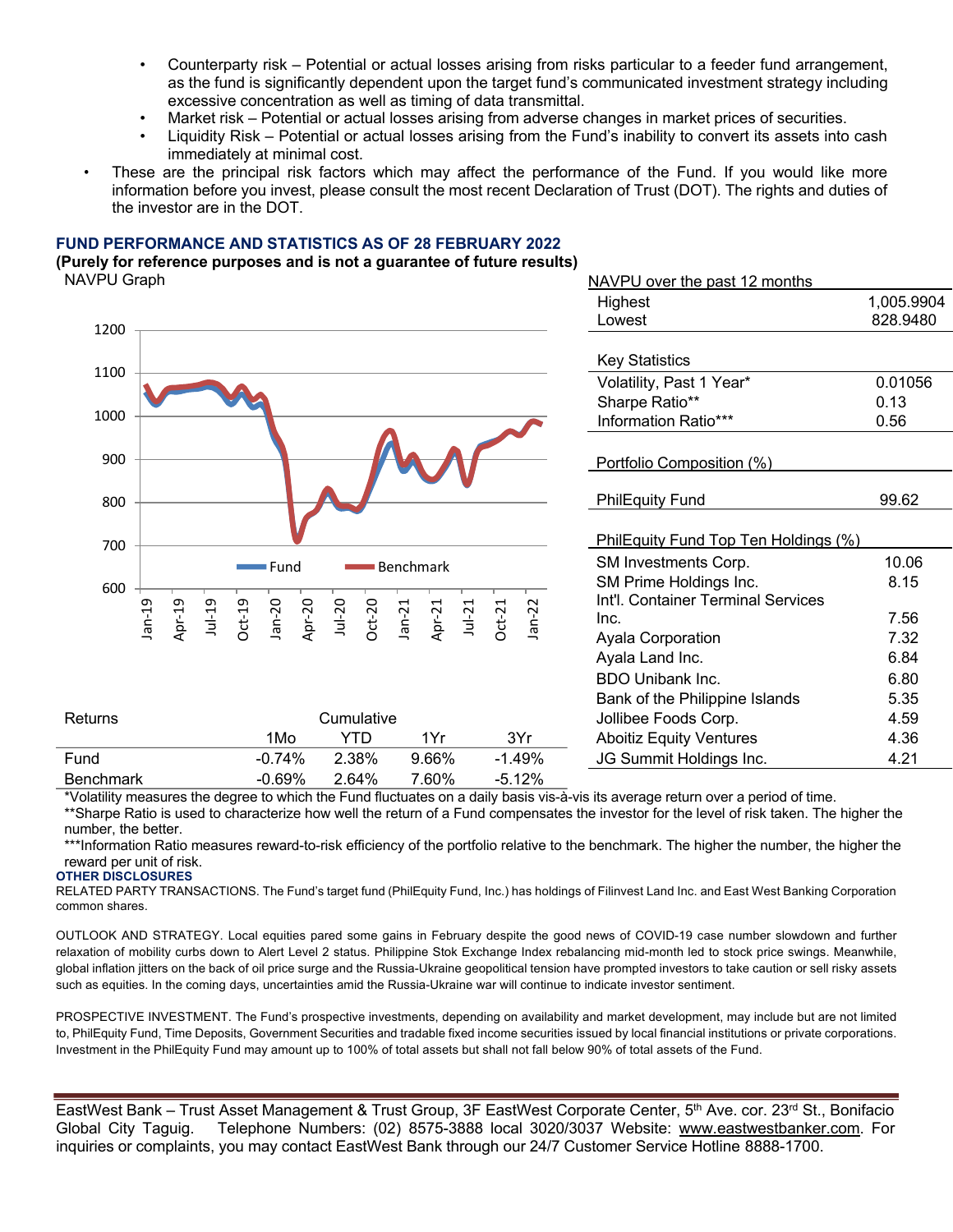- Counterparty risk – Potential or actual losses arising from risks particular to a feeder fund arrangement, as the fund is significantly dependent upon the target fund's communicated investment strategy including excessive concentration as well as timing of data transmittal.
- Market risk – Potential or actual losses arising from adverse changes in market prices of securities.
- Liquidity Risk – Potential or actual losses arising from the Fund's inability to convert its assets into cash immediately at minimal cost.

- These are the principal risk factors which may affect the performance of the Fund. If you would like more information before you invest, please consult the most recent Declaration of Trust (DOT). The rights and duties of the investor are in the DOT.

## FUND PERFORMANCE AND STATISTICS AS OF 28 FEBRUARY 2022

**(Purely for reference purposes and is not a guarantee of future results)**

NAVPU Graph

| Returns | Cumulative | | | |
|---|---|---|---|---|
| | 1Mo | YTD | 1Yr | 3Yr |
| Fund | -0.74% | 2.38% | 9.66% | -1.49% |
| Benchmark | -0.69% | 2.64% | 7.60% | -5.12% |

| NAVPU over the past 12 months | |
|---|---|
| Highest | 1,005.9904 |
| Lowest | 828.9480 |

| Key Statistics | |
|---|---|
| Volatility, Past 1 Year* | 0.01056 |
| Sharpe Ratio** | 0.13 |
| Information Ratio*** | 0.56 |

| Portfolio Composition (%) | |
|---|---|
| PhilEquity Fund | 99.62 |

| PhilEquity Fund Top Ten Holdings (%) | |
|---|---|
| SM Investments Corp. | 10.06 |
| SM Prime Holdings Inc. | 8.15 |
| Int'l. Container Terminal Services Inc. | 7.56 |
| Ayala Corporation | 7.32 |
| Ayala Land Inc. | 6.84 |
| BDO Unibank Inc. | 6.80 |
| Bank of the Philippine Islands | 5.35 |
| Jollibee Foods Corp. | 4.59 |
| Aboitiz Equity Ventures | 4.36 |
| JG Summit Holdings Inc. | 4.21 |

*Volatility measures the degree to which the Fund fluctuates on a daily basis vis-à-vis its average return over a period of time.

**Sharpe Ratio is used to characterize how well the return of a Fund compensates the investor for the level of risk taken. The higher the number, the better.

***Information Ratio measures reward-to-risk efficiency of the portfolio relative to the benchmark. The higher the number, the higher the reward per unit of risk.

### OTHER DISCLOSURES

RELATED PARTY TRANSACTIONS. The Fund's target fund (PhilEquity Fund, Inc.) has holdings of Filinvest Land Inc. and East West Banking Corporation common shares.

OUTLOOK AND STRATEGY. Local equities pared some gains in February despite the good news of COVID-19 case number slowdown and further relaxation of mobility curbs down to Alert Level 2 status. Philippine Stok Exchange Index rebalancing mid-month led to stock price swings. Meanwhile, global inflation jitters on the back of oil price surge and the Russia-Ukraine geopolitical tension have prompted investors to take caution or sell risky assets such as equities. In the coming days, uncertainties amid the Russia-Ukraine war will continue to indicate investor sentiment.

PROSPECTIVE INVESTMENT. The Fund's prospective investments, depending on availability and market development, may include but are not limited to, PhilEquity Fund, Time Deposits, Government Securities and tradable fixed income securities issued by local financial institutions or private corporations. Investment in the PhilEquity Fund may amount up to 100% of total assets but shall not fall below 90% of total assets of the Fund.

EastWest Bank – Trust Asset Management & Trust Group, 3F EastWest Corporate Center, 5th Ave. cor. 23rd St., Bonifacio Global City Taguig. Telephone Numbers: (02) 8575-3888 local 3020/3037 Website: www.eastwestbanker.com. For inquiries or complaints, you may contact EastWest Bank through our 24/7 Customer Service Hotline 8888-1700.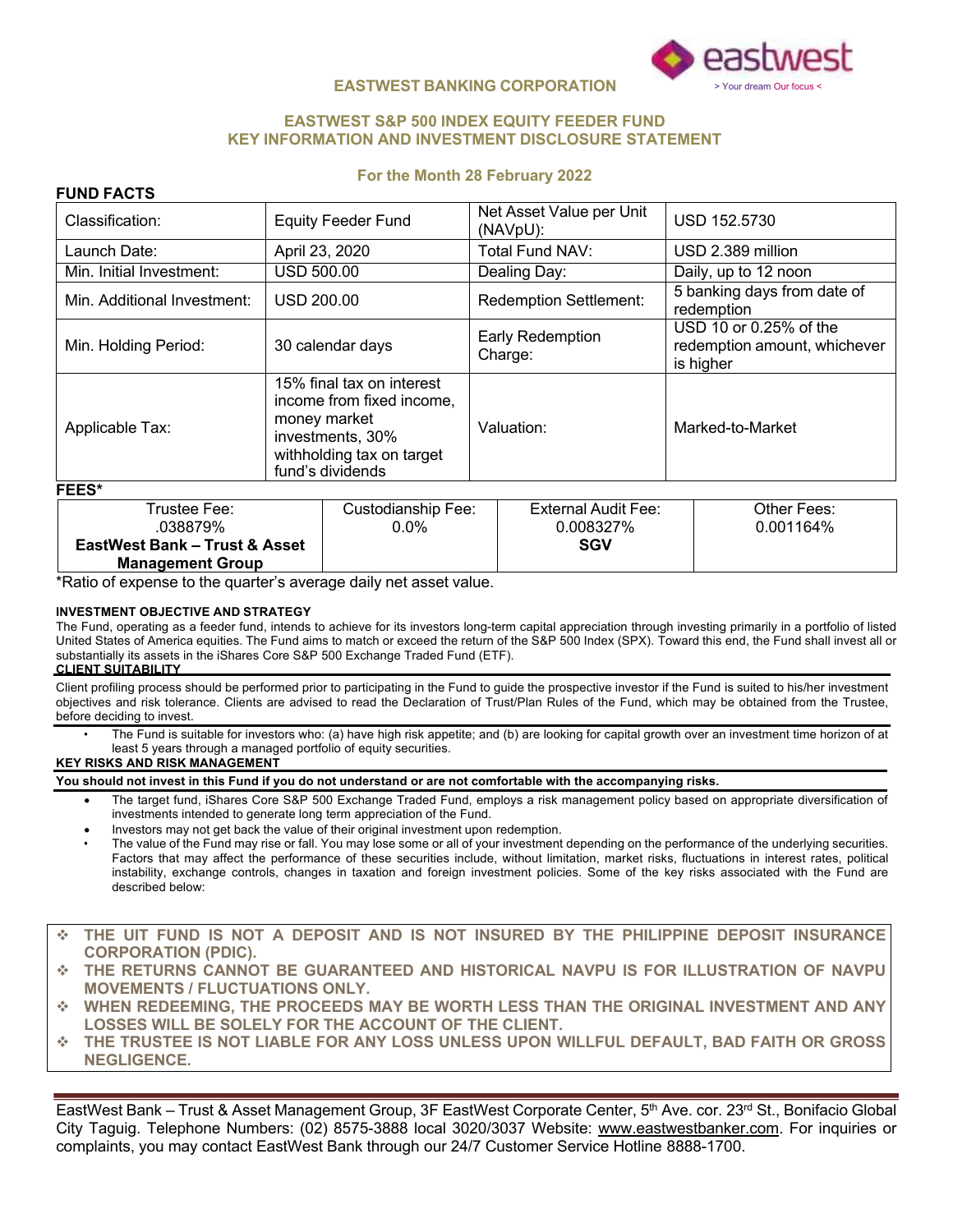**EASTWEST BANKING CORPORATION**

eastwest
> Your dream Our focus <

## EASTWEST S&P 500 INDEX EQUITY FEEDER FUND
## KEY INFORMATION AND INVESTMENT DISCLOSURE STATEMENT

### For the Month 28 February 2022

**FUND FACTS**

| | | | |
|---|---|---|---|
| Classification: | Equity Feeder Fund | Net Asset Value per Unit (NAVpU): | USD 152.5730 |
| Launch Date: | April 23, 2020 | Total Fund NAV: | USD 2.389 million |
| Min. Initial Investment: | USD 500.00 | Dealing Day: | Daily, up to 12 noon |
| Min. Additional Investment: | USD 200.00 | Redemption Settlement: | 5 banking days from date of redemption |
| Min. Holding Period: | 30 calendar days | Early Redemption Charge: | USD 10 or 0.25% of the redemption amount, whichever is higher |
| Applicable Tax: | 15% final tax on interest income from fixed income, money market investments, 30% withholding tax on target fund's dividends | Valuation: | Marked-to-Market |

**FEES***

| Trustee Fee: | Custodianship Fee: | External Audit Fee: | Other Fees: |
|---|---|---|---|
| .038879% **EastWest Bank – Trust & Asset Management Group** | 0.0% | 0.008327% **SGV** | 0.001164% |

*Ratio of expense to the quarter's average daily net asset value.

**INVESTMENT OBJECTIVE AND STRATEGY**

The Fund, operating as a feeder fund, intends to achieve for its investors long-term capital appreciation through investing primarily in a portfolio of listed United States of America equities. The Fund aims to match or exceed the return of the S&P 500 Index (SPX). Toward this end, the Fund shall invest all or substantially its assets in the iShares Core S&P 500 Exchange Traded Fund (ETF).

**CLIENT SUITABILITY**

Client profiling process should be performed prior to participating in the Fund to guide the prospective investor if the Fund is suited to his/her investment objectives and risk tolerance. Clients are advised to read the Declaration of Trust/Plan Rules of the Fund, which may be obtained from the Trustee, before deciding to invest.

- The Fund is suitable for investors who: (a) have high risk appetite; and (b) are looking for capital growth over an investment time horizon of at least 5 years through a managed portfolio of equity securities.

**KEY RISKS AND RISK MANAGEMENT**

**You should not invest in this Fund if you do not understand or are not comfortable with the accompanying risks.**

- The target fund, iShares Core S&P 500 Exchange Traded Fund, employs a risk management policy based on appropriate diversification of investments intended to generate long term appreciation of the Fund.
- Investors may not get back the value of their original investment upon redemption.
- The value of the Fund may rise or fall. You may lose some or all of your investment depending on the performance of the underlying securities. Factors that may affect the performance of these securities include, without limitation, market risks, fluctuations in interest rates, political instability, exchange controls, changes in taxation and foreign investment policies. Some of the key risks associated with the Fund are described below:

- **THE UIT FUND IS NOT A DEPOSIT AND IS NOT INSURED BY THE PHILIPPINE DEPOSIT INSURANCE CORPORATION (PDIC).**
- **THE RETURNS CANNOT BE GUARANTEED AND HISTORICAL NAVPU IS FOR ILLUSTRATION OF NAVPU MOVEMENTS / FLUCTUATIONS ONLY.**
- **WHEN REDEEMING, THE PROCEEDS MAY BE WORTH LESS THAN THE ORIGINAL INVESTMENT AND ANY LOSSES WILL BE SOLELY FOR THE ACCOUNT OF THE CLIENT.**
- **THE TRUSTEE IS NOT LIABLE FOR ANY LOSS UNLESS UPON WILLFUL DEFAULT, BAD FAITH OR GROSS NEGLIGENCE.**

EastWest Bank – Trust & Asset Management Group, 3F EastWest Corporate Center, 5th Ave. cor. 23rd St., Bonifacio Global City Taguig. Telephone Numbers: (02) 8575-3888 local 3020/3037 Website: www.eastwestbanker.com. For inquiries or complaints, you may contact EastWest Bank through our 24/7 Customer Service Hotline 8888-1700.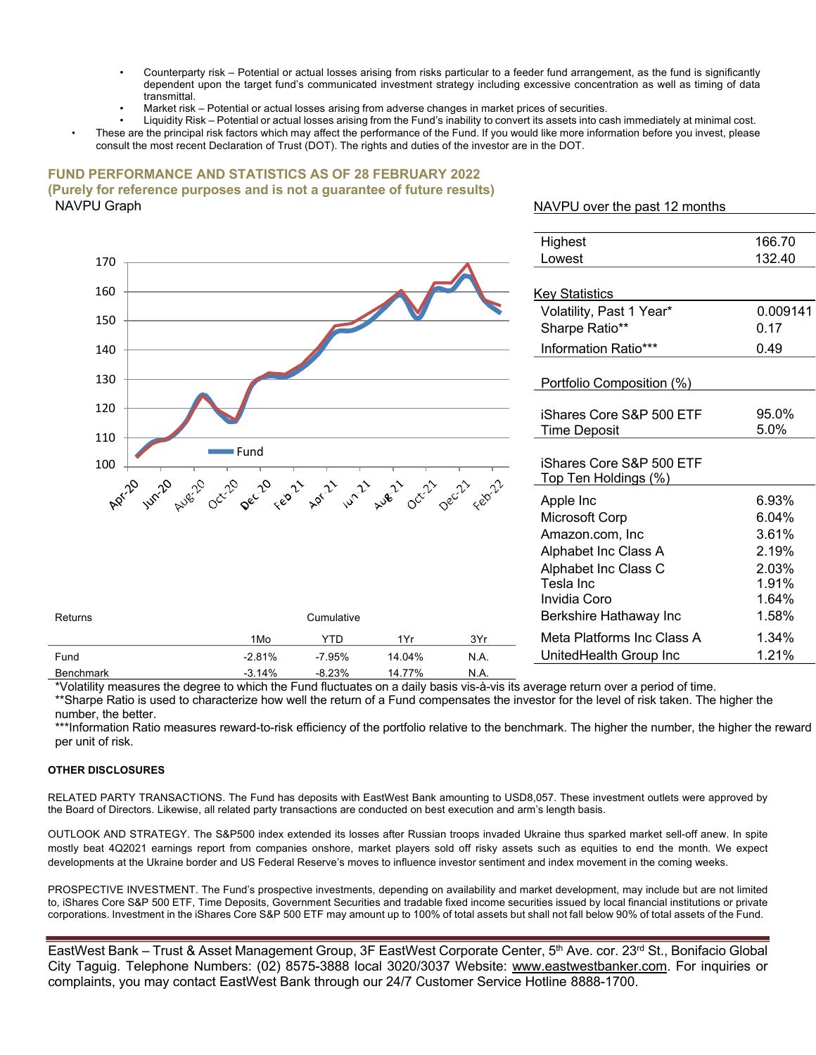- Counterparty risk – Potential or actual losses arising from risks particular to a feeder fund arrangement, as the fund is significantly dependent upon the target fund's communicated investment strategy including excessive concentration as well as timing of data transmittal.
- Market risk – Potential or actual losses arising from adverse changes in market prices of securities.
- Liquidity Risk – Potential or actual losses arising from the Fund's inability to convert its assets into cash immediately at minimal cost.

- These are the principal risk factors which may affect the performance of the Fund. If you would like more information before you invest, please consult the most recent Declaration of Trust (DOT). The rights and duties of the investor are in the DOT.

## FUND PERFORMANCE AND STATISTICS AS OF 28 FEBRUARY 2022

**(Purely for reference purposes and is not a guarantee of future results)**

NAVPU Graph

170
160
150
140
130
120
110
100

Fund

Apr-20, Jun-20, Aug-20, Oct-20, Dec 20, Feb 21, Apr 21, Jun 21, Aug 21, Oct-21, Dec-21, Feb-22

| Returns | Cumulative | | | |
|---|---|---|---|---|
| | 1Mo | YTD | 1Yr | 3Yr |
| Fund | -2.81% | -7.95% | 14.04% | N.A. |
| Benchmark | -3.14% | -8.23% | 14.77% | N.A. |

NAVPU over the past 12 months

| | |
|---|---|
| Highest | 166.70 |
| Lowest | 132.40 |

Key Statistics

| | |
|---|---|
| Volatility, Past 1 Year* | 0.009141 |
| Sharpe Ratio** | 0.17 |
| Information Ratio*** | 0.49 |

Portfolio Composition (%)

| | |
|---|---|
| iShares Core S&P 500 ETF | 95.0% |
| Time Deposit | 5.0% |

iShares Core S&P 500 ETF Top Ten Holdings (%)

| | |
|---|---|
| Apple Inc | 6.93% |
| Microsoft Corp | 6.04% |
| Amazon.com, Inc | 3.61% |
| Alphabet Inc Class A | 2.19% |
| Alphabet Inc Class C | 2.03% |
| Tesla Inc | 1.91% |
| Invidia Coro | 1.64% |
| Berkshire Hathaway Inc | 1.58% |
| Meta Platforms Inc Class A | 1.34% |
| UnitedHealth Group Inc | 1.21% |

*Volatility measures the degree to which the Fund fluctuates on a daily basis vis-à-vis its average return over a period of time.
**Sharpe Ratio is used to characterize how well the return of a Fund compensates the investor for the level of risk taken. The higher the number, the better.
***Information Ratio measures reward-to-risk efficiency of the portfolio relative to the benchmark. The higher the number, the higher the reward per unit of risk.

**OTHER DISCLOSURES**

RELATED PARTY TRANSACTIONS. The Fund has deposits with EastWest Bank amounting to USD8,057. These investment outlets were approved by the Board of Directors. Likewise, all related party transactions are conducted on best execution and arm's length basis.

OUTLOOK AND STRATEGY. The S&P500 index extended its losses after Russian troops invaded Ukraine thus sparked market sell-off anew. In spite mostly beat 4Q2021 earnings report from companies onshore, market players sold off risky assets such as equities to end the month. We expect developments at the Ukraine border and US Federal Reserve's moves to influence investor sentiment and index movement in the coming weeks.

PROSPECTIVE INVESTMENT. The Fund's prospective investments, depending on availability and market development, may include but are not limited to, iShares Core S&P 500 ETF, Time Deposits, Government Securities and tradable fixed income securities issued by local financial institutions or private corporations. Investment in the iShares Core S&P 500 ETF may amount up to 100% of total assets but shall not fall below 90% of total assets of the Fund.

EastWest Bank – Trust & Asset Management Group, 3F EastWest Corporate Center, 5th Ave. cor. 23rd St., Bonifacio Global City Taguig. Telephone Numbers: (02) 8575-3888 local 3020/3037 Website: www.eastwestbanker.com. For inquiries or complaints, you may contact EastWest Bank through our 24/7 Customer Service Hotline 8888-1700.